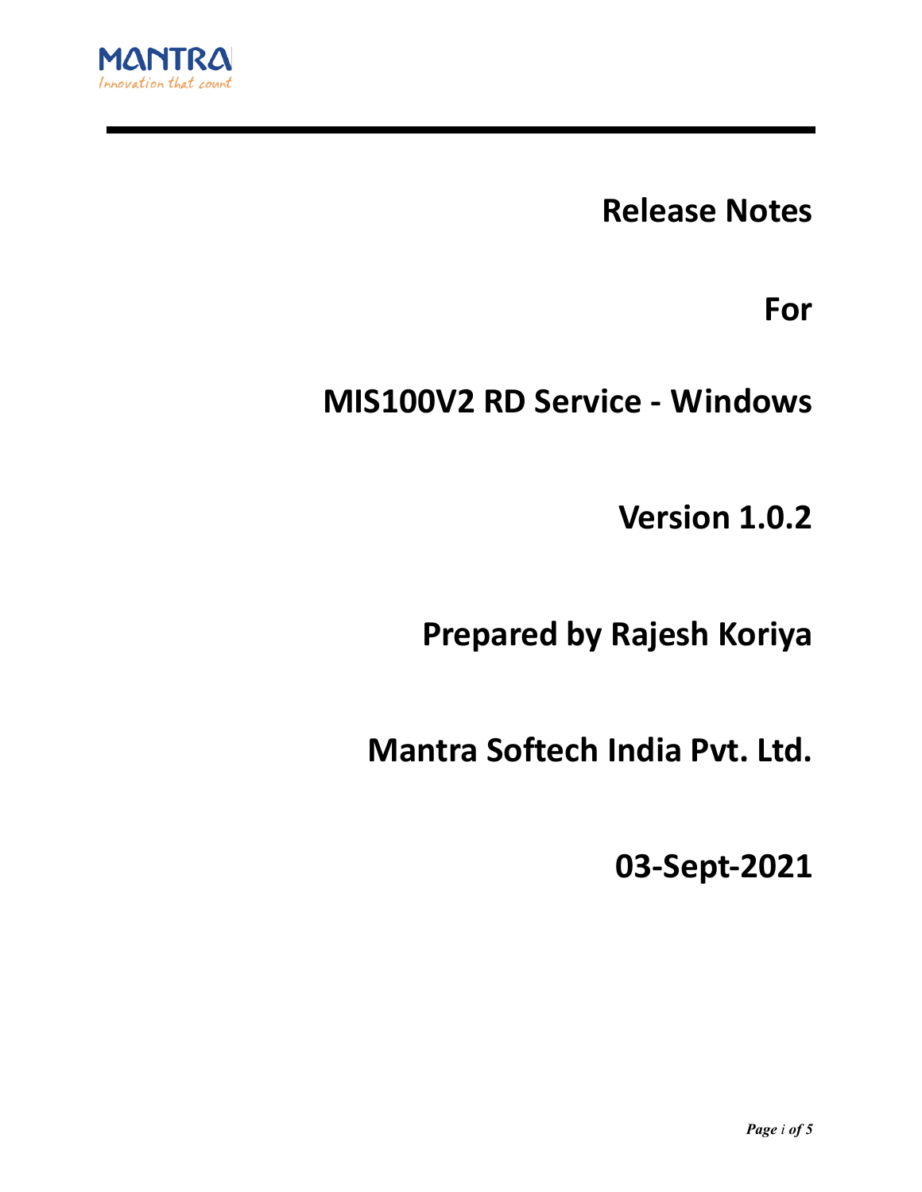MANTRA
Innovation that count

# Release Notes

# For

# MIS100V2 RD Service - Windows

# Version 1.0.2

# Prepared by Rajesh Koriya

# Mantra Softech India Pvt. Ltd.

# 03-Sept-2021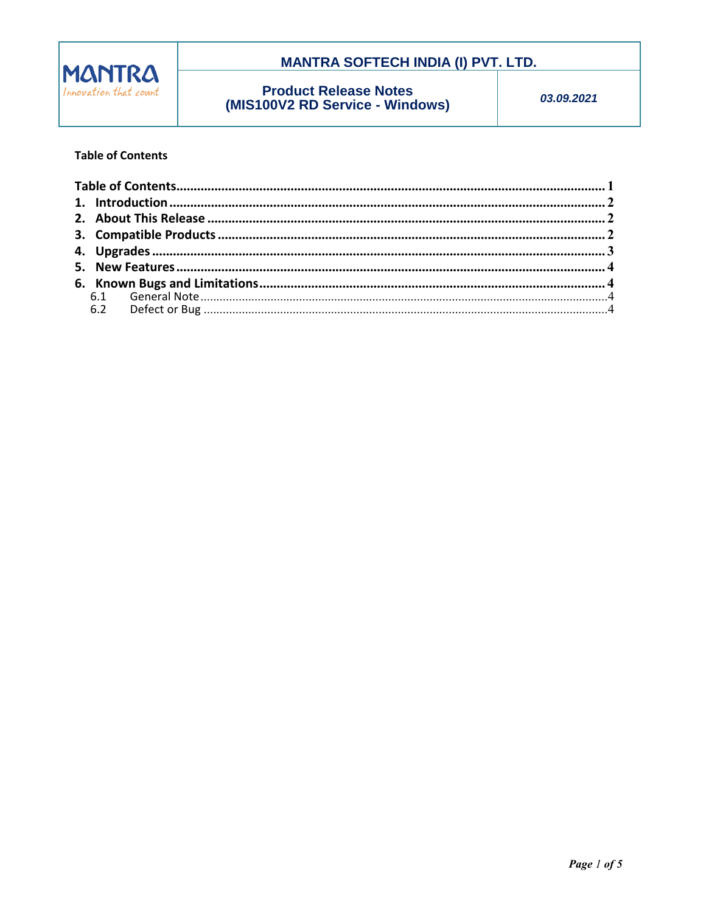**Table of Contents**

- **Table of Contents** ........ 1
- **1. Introduction** ........ 2
- **2. About This Release** ........ 2
- **3. Compatible Products** ........ 2
- **4. Upgrades** ........ 3
- **5. New Features** ........ 4
- **6. Known Bugs and Limitations** ........ 4
  - 6.1 General Note ........ 4
  - 6.2 Defect or Bug ........ 4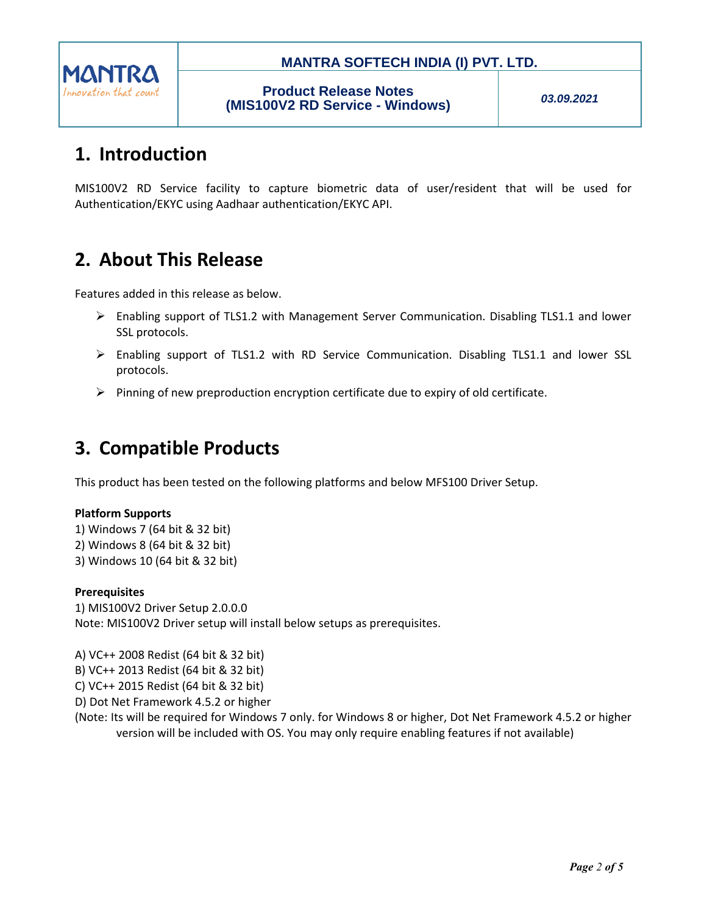## 1. Introduction

MIS100V2 RD Service facility to capture biometric data of user/resident that will be used for Authentication/EKYC using Aadhaar authentication/EKYC API.

## 2. About This Release

Features added in this release as below.

- Enabling support of TLS1.2 with Management Server Communication. Disabling TLS1.1 and lower SSL protocols.
- Enabling support of TLS1.2 with RD Service Communication. Disabling TLS1.1 and lower SSL protocols.
- Pinning of new preproduction encryption certificate due to expiry of old certificate.

## 3. Compatible Products

This product has been tested on the following platforms and below MFS100 Driver Setup.

**Platform Supports**

1) Windows 7 (64 bit & 32 bit)
2) Windows 8 (64 bit & 32 bit)
3) Windows 10 (64 bit & 32 bit)

**Prerequisites**

1) MIS100V2 Driver Setup 2.0.0.0
Note: MIS100V2 Driver setup will install below setups as prerequisites.

A) VC++ 2008 Redist (64 bit & 32 bit)
B) VC++ 2013 Redist (64 bit & 32 bit)
C) VC++ 2015 Redist (64 bit & 32 bit)
D) Dot Net Framework 4.5.2 or higher
(Note: Its will be required for Windows 7 only. for Windows 8 or higher, Dot Net Framework 4.5.2 or higher version will be included with OS. You may only require enabling features if not available)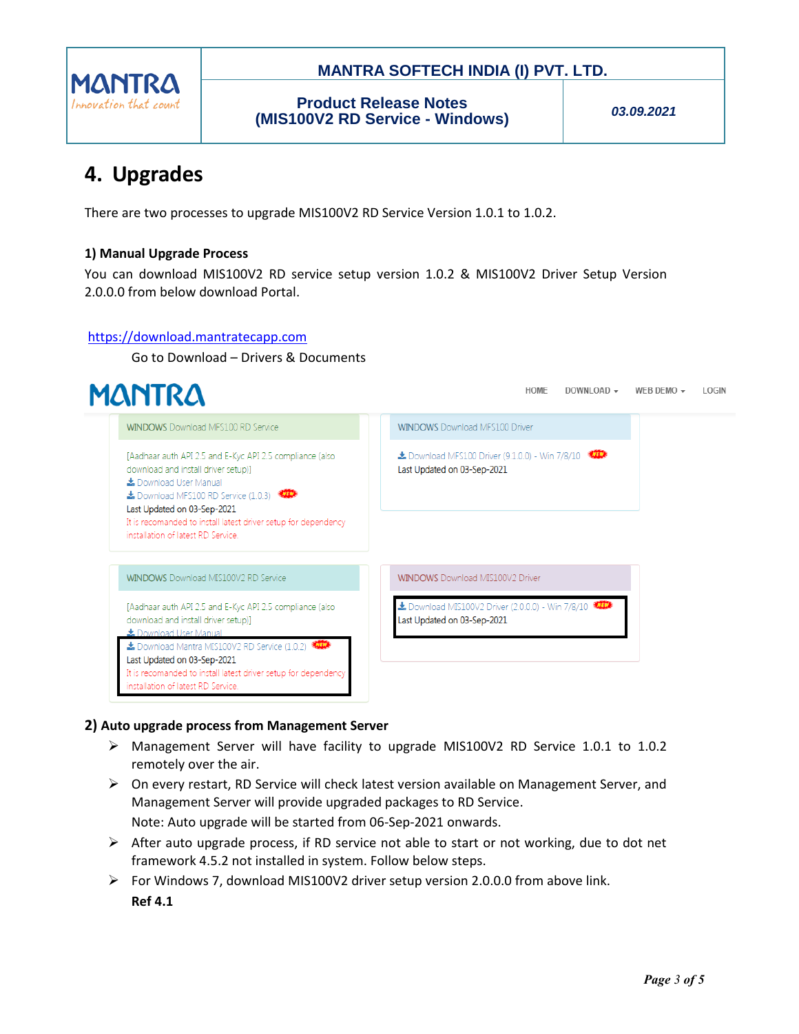# 4. Upgrades

There are two processes to upgrade MIS100V2 RD Service Version 1.0.1 to 1.0.2.

**1) Manual Upgrade Process**

You can download MIS100V2 RD service setup version 1.0.2 & MIS100V2 Driver Setup Version 2.0.0.0 from below download Portal.

https://download.mantratecapp.com

Go to Download – Drivers & Documents

MANTRA — HOME | DOWNLOAD | WEB DEMO | LOGIN

**WINDOWS Download MFS100 RD Service**

[Aadhaar auth API 2.5 and E-Kyc API 2.5 compliance (also download and install driver setup)]

Download User Manual

Download MFS100 RD Service (1.0.3) NEW

Last Updated on 03-Sep-2021

It is recomanded to install latest driver setup for dependency installation of latest RD Service.

**WINDOWS Download MFS100 Driver**

Download MFS100 Driver (9.1.0.0) - Win 7/8/10 NEW

Last Updated on 03-Sep-2021

**WINDOWS Download MIS100V2 RD Service**

[Aadhaar auth API 2.5 and E-Kyc API 2.5 compliance (also download and install driver setup)]

Download User Manual

Download Mantra MIS100V2 RD Service (1.0.2) NEW

Last Updated on 03-Sep-2021

It is recomanded to install latest driver setup for dependency installation of latest RD Service.

**WINDOWS Download MIS100V2 Driver**

Download MIS100V2 Driver (2.0.0.0) - Win 7/8/10 NEW

Last Updated on 03-Sep-2021

**2) Auto upgrade process from Management Server**

- Management Server will have facility to upgrade MIS100V2 RD Service 1.0.1 to 1.0.2 remotely over the air.
- On every restart, RD Service will check latest version available on Management Server, and Management Server will provide upgraded packages to RD Service.
  Note: Auto upgrade will be started from 06-Sep-2021 onwards.
- After auto upgrade process, if RD service not able to start or not working, due to dot net framework 4.5.2 not installed in system. Follow below steps.
- For Windows 7, download MIS100V2 driver setup version 2.0.0.0 from above link.
  **Ref 4.1**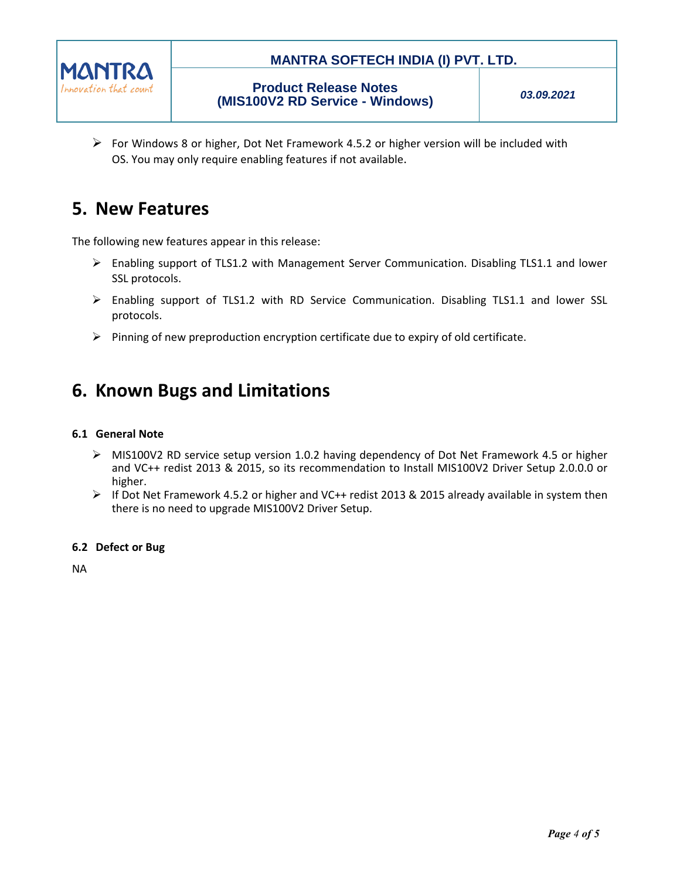- For Windows 8 or higher, Dot Net Framework 4.5.2 or higher version will be included with OS. You may only require enabling features if not available.

# 5. New Features

The following new features appear in this release:

- Enabling support of TLS1.2 with Management Server Communication. Disabling TLS1.1 and lower SSL protocols.
- Enabling support of TLS1.2 with RD Service Communication. Disabling TLS1.1 and lower SSL protocols.
- Pinning of new preproduction encryption certificate due to expiry of old certificate.

# 6. Known Bugs and Limitations

### 6.1 General Note

- MIS100V2 RD service setup version 1.0.2 having dependency of Dot Net Framework 4.5 or higher and VC++ redist 2013 & 2015, so its recommendation to Install MIS100V2 Driver Setup 2.0.0.0 or higher.
- If Dot Net Framework 4.5.2 or higher and VC++ redist 2013 & 2015 already available in system then there is no need to upgrade MIS100V2 Driver Setup.

### 6.2 Defect or Bug

NA